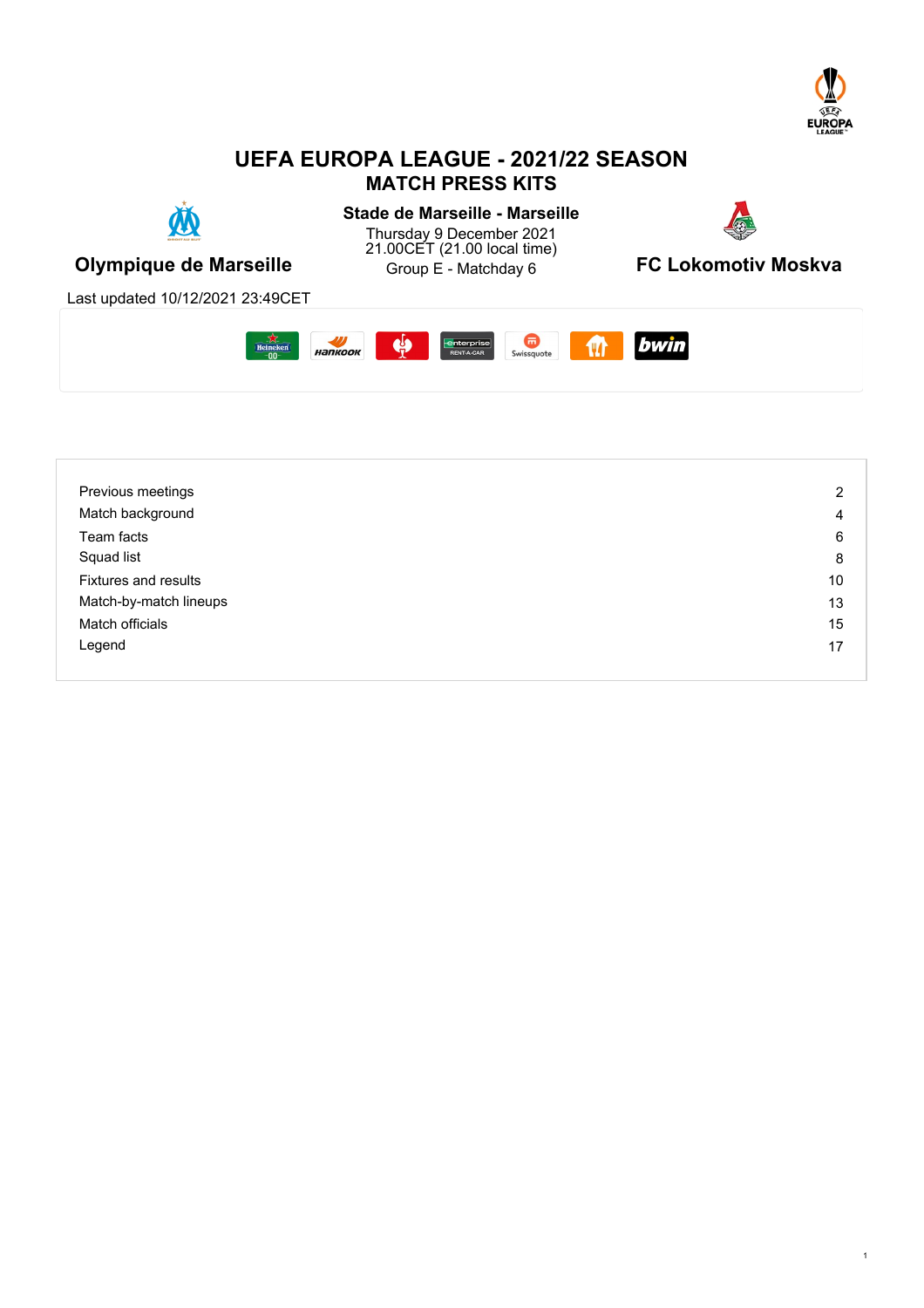# UEFA EUROPA LEAGUE - 2021/22 SEASON

## MATCH PRESS KITS

**Stade de Marseille - Marseille**

Thursday 9 December 2021
21.00CET (21.00 local time)
Group E - Matchday 6

**Olympique de Marseille** vs **FC Lokomotiv Moskva**

Last updated 10/12/2021 23:49CET

| | |
|---|---|
| Previous meetings | 2 |
| Match background | 4 |
| Team facts | 6 |
| Squad list | 8 |
| Fixtures and results | 10 |
| Match-by-match lineups | 13 |
| Match officials | 15 |
| Legend | 17 |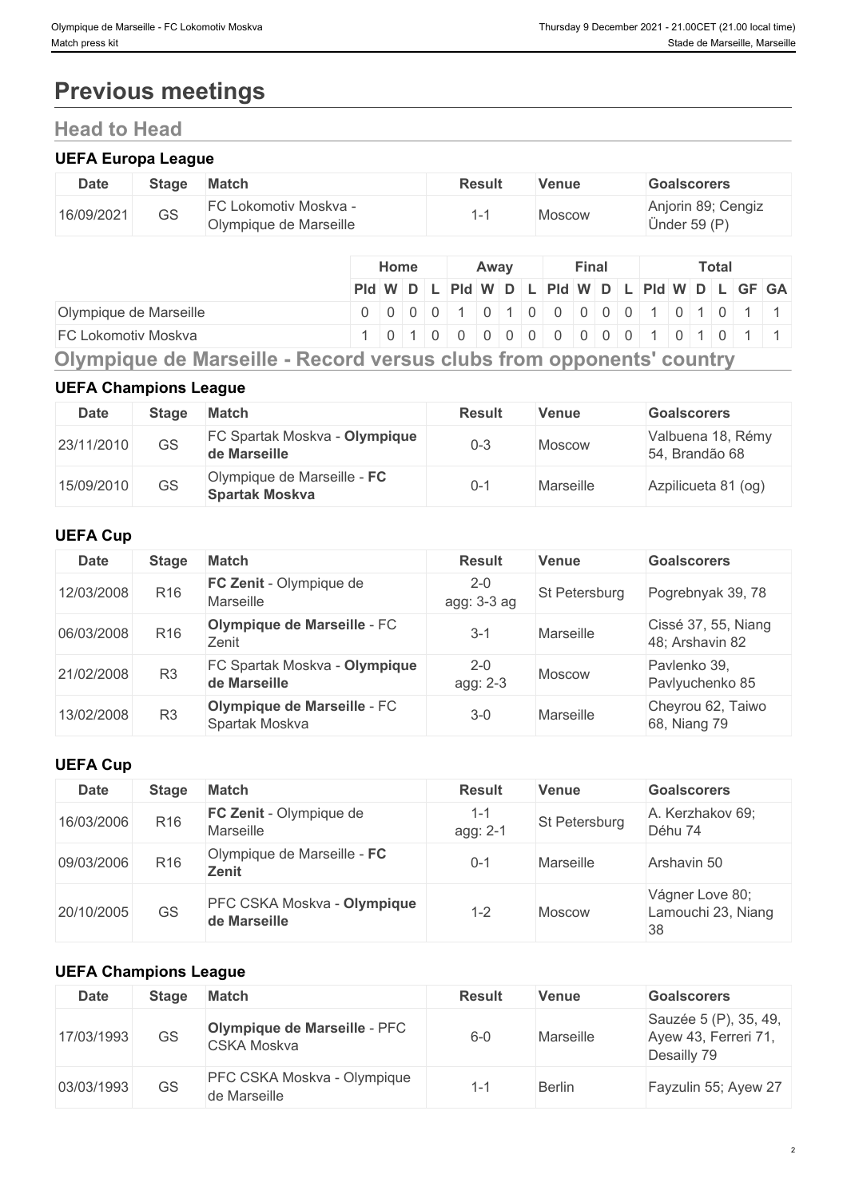# Previous meetings

## Head to Head

### UEFA Europa League

| Date | Stage | Match | Result | Venue | Goalscorers |
| --- | --- | --- | --- | --- | --- |
| 16/09/2021 | GS | FC Lokomotiv Moskva - Olympique de Marseille | 1-1 | Moscow | Anjorin 89; Cengiz Ünder 59 (P) |

| | Home | | | | Away | | | | Final | | | | Total | | | | | |
| --- | --- | --- | --- | --- | --- | --- | --- | --- | --- | --- | --- | --- | --- | --- | --- | --- | --- | --- |
| | Pld | W | D | L | Pld | W | D | L | Pld | W | D | L | Pld | W | D | L | GF | GA |
| Olympique de Marseille | 0 | 0 | 0 | 0 | 1 | 0 | 1 | 0 | 0 | 0 | 0 | 0 | 1 | 0 | 1 | 0 | 1 | 1 |
| FC Lokomotiv Moskva | 1 | 0 | 1 | 0 | 0 | 0 | 0 | 0 | 0 | 0 | 0 | 0 | 1 | 0 | 1 | 0 | 1 | 1 |

## Olympique de Marseille - Record versus clubs from opponents' country

### UEFA Champions League

| Date | Stage | Match | Result | Venue | Goalscorers |
| --- | --- | --- | --- | --- | --- |
| 23/11/2010 | GS | FC Spartak Moskva - **Olympique de Marseille** | 0-3 | Moscow | Valbuena 18, Rémy 54, Brandão 68 |
| 15/09/2010 | GS | Olympique de Marseille - **FC Spartak Moskva** | 0-1 | Marseille | Azpilicueta 81 (og) |

### UEFA Cup

| Date | Stage | Match | Result | Venue | Goalscorers |
| --- | --- | --- | --- | --- | --- |
| 12/03/2008 | R16 | **FC Zenit** - Olympique de Marseille | 2-0 agg: 3-3 ag | St Petersburg | Pogrebnyak 39, 78 |
| 06/03/2008 | R16 | **Olympique de Marseille** - FC Zenit | 3-1 | Marseille | Cissé 37, 55, Niang 48; Arshavin 82 |
| 21/02/2008 | R3 | FC Spartak Moskva - **Olympique de Marseille** | 2-0 agg: 2-3 | Moscow | Pavlenko 39, Pavlyuchenko 85 |
| 13/02/2008 | R3 | **Olympique de Marseille** - FC Spartak Moskva | 3-0 | Marseille | Cheyrou 62, Taiwo 68, Niang 79 |

### UEFA Cup

| Date | Stage | Match | Result | Venue | Goalscorers |
| --- | --- | --- | --- | --- | --- |
| 16/03/2006 | R16 | **FC Zenit** - Olympique de Marseille | 1-1 agg: 2-1 | St Petersburg | A. Kerzhakov 69; Déhu 74 |
| 09/03/2006 | R16 | Olympique de Marseille - **FC Zenit** | 0-1 | Marseille | Arshavin 50 |
| 20/10/2005 | GS | PFC CSKA Moskva - **Olympique de Marseille** | 1-2 | Moscow | Vágner Love 80; Lamouchi 23, Niang 38 |

### UEFA Champions League

| Date | Stage | Match | Result | Venue | Goalscorers |
| --- | --- | --- | --- | --- | --- |
| 17/03/1993 | GS | **Olympique de Marseille** - PFC CSKA Moskva | 6-0 | Marseille | Sauzée 5 (P), 35, 49, Ayew 43, Ferreri 71, Desailly 79 |
| 03/03/1993 | GS | PFC CSKA Moskva - Olympique de Marseille | 1-1 | Berlin | Fayzulin 55; Ayew 27 |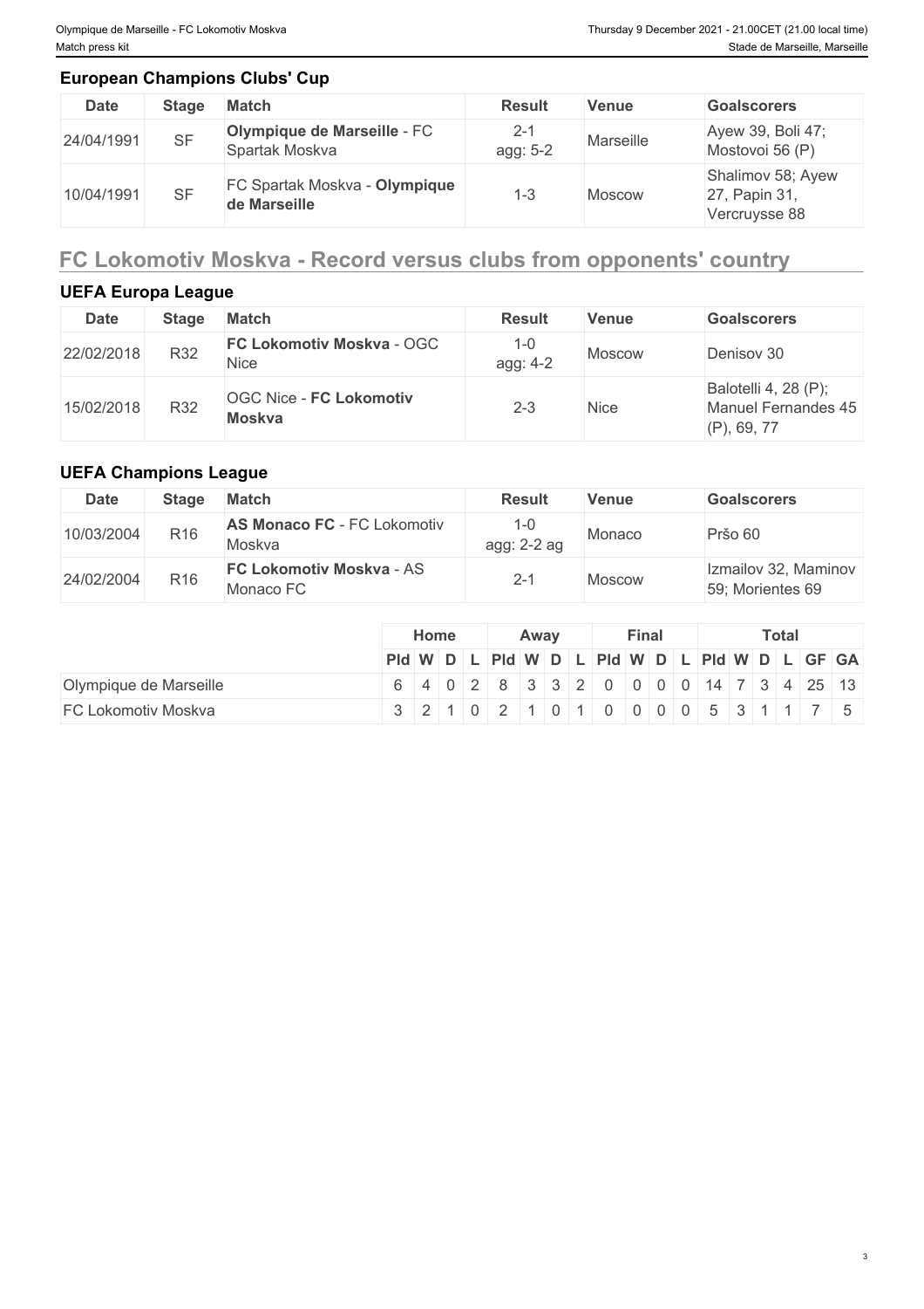### European Champions Clubs' Cup

| Date | Stage | Match | Result | Venue | Goalscorers |
|---|---|---|---|---|---|
| 24/04/1991 | SF | **Olympique de Marseille** - FC Spartak Moskva | 2-1 agg: 5-2 | Marseille | Ayew 39, Boli 47; Mostovoi 56 (P) |
| 10/04/1991 | SF | FC Spartak Moskva - **Olympique de Marseille** | 1-3 | Moscow | Shalimov 58; Ayew 27, Papin 31, Vercruysse 88 |

## FC Lokomotiv Moskva - Record versus clubs from opponents' country

### UEFA Europa League

| Date | Stage | Match | Result | Venue | Goalscorers |
|---|---|---|---|---|---|
| 22/02/2018 | R32 | **FC Lokomotiv Moskva** - OGC Nice | 1-0 agg: 4-2 | Moscow | Denisov 30 |
| 15/02/2018 | R32 | OGC Nice - **FC Lokomotiv Moskva** | 2-3 | Nice | Balotelli 4, 28 (P); Manuel Fernandes 45 (P), 69, 77 |

### UEFA Champions League

| Date | Stage | Match | Result | Venue | Goalscorers |
|---|---|---|---|---|---|
| 10/03/2004 | R16 | **AS Monaco FC** - FC Lokomotiv Moskva | 1-0 agg: 2-2 ag | Monaco | Pršo 60 |
| 24/02/2004 | R16 | **FC Lokomotiv Moskva** - AS Monaco FC | 2-1 | Moscow | Izmailov 32, Maminov 59; Morientes 69 |

| | Home | | | | Away | | | | Final | | | | Total | | | | | |
|---|---|---|---|---|---|---|---|---|---|---|---|---|---|---|---|---|---|---|
| | Pld | W | D | L | Pld | W | D | L | Pld | W | D | L | Pld | W | D | L | GF | GA |
| Olympique de Marseille | 6 | 4 | 0 | 2 | 8 | 3 | 3 | 2 | 0 | 0 | 0 | 0 | 14 | 7 | 3 | 4 | 25 | 13 |
| FC Lokomotiv Moskva | 3 | 2 | 1 | 0 | 2 | 1 | 0 | 1 | 0 | 0 | 0 | 0 | 5 | 3 | 1 | 1 | 7 | 5 |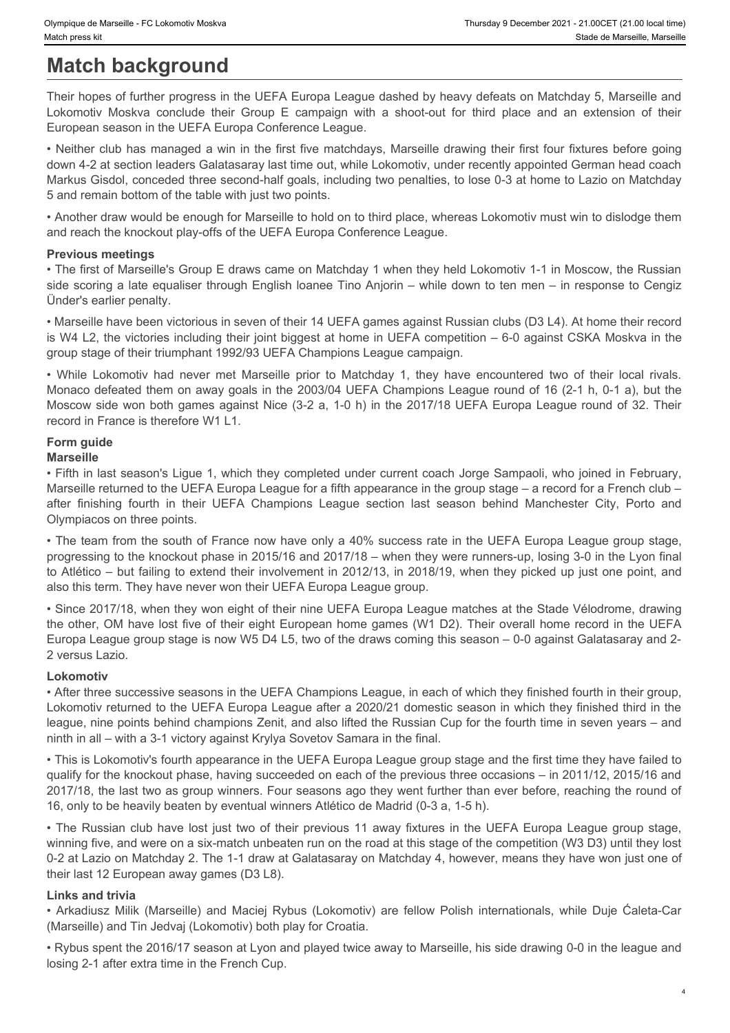# Match background

Their hopes of further progress in the UEFA Europa League dashed by heavy defeats on Matchday 5, Marseille and Lokomotiv Moskva conclude their Group E campaign with a shoot-out for third place and an extension of their European season in the UEFA Europa Conference League.

• Neither club has managed a win in the first five matchdays, Marseille drawing their first four fixtures before going down 4-2 at section leaders Galatasaray last time out, while Lokomotiv, under recently appointed German head coach Markus Gisdol, conceded three second-half goals, including two penalties, to lose 0-3 at home to Lazio on Matchday 5 and remain bottom of the table with just two points.

• Another draw would be enough for Marseille to hold on to third place, whereas Lokomotiv must win to dislodge them and reach the knockout play-offs of the UEFA Europa Conference League.

### Previous meetings

• The first of Marseille's Group E draws came on Matchday 1 when they held Lokomotiv 1-1 in Moscow, the Russian side scoring a late equaliser through English loanee Tino Anjorin – while down to ten men – in response to Cengiz Ünder's earlier penalty.

• Marseille have been victorious in seven of their 14 UEFA games against Russian clubs (D3 L4). At home their record is W4 L2, the victories including their joint biggest at home in UEFA competition – 6-0 against CSKA Moskva in the group stage of their triumphant 1992/93 UEFA Champions League campaign.

• While Lokomotiv had never met Marseille prior to Matchday 1, they have encountered two of their local rivals. Monaco defeated them on away goals in the 2003/04 UEFA Champions League round of 16 (2-1 h, 0-1 a), but the Moscow side won both games against Nice (3-2 a, 1-0 h) in the 2017/18 UEFA Europa League round of 32. Their record in France is therefore W1 L1.

### Form guide

**Marseille**

• Fifth in last season's Ligue 1, which they completed under current coach Jorge Sampaoli, who joined in February, Marseille returned to the UEFA Europa League for a fifth appearance in the group stage – a record for a French club – after finishing fourth in their UEFA Champions League section last season behind Manchester City, Porto and Olympiacos on three points.

• The team from the south of France now have only a 40% success rate in the UEFA Europa League group stage, progressing to the knockout phase in 2015/16 and 2017/18 – when they were runners-up, losing 3-0 in the Lyon final to Atlético – but failing to extend their involvement in 2012/13, in 2018/19, when they picked up just one point, and also this term. They have never won their UEFA Europa League group.

• Since 2017/18, when they won eight of their nine UEFA Europa League matches at the Stade Vélodrome, drawing the other, OM have lost five of their eight European home games (W1 D2). Their overall home record in the UEFA Europa League group stage is now W5 D4 L5, two of the draws coming this season – 0-0 against Galatasaray and 2-2 versus Lazio.

**Lokomotiv**

• After three successive seasons in the UEFA Champions League, in each of which they finished fourth in their group, Lokomotiv returned to the UEFA Europa League after a 2020/21 domestic season in which they finished third in the league, nine points behind champions Zenit, and also lifted the Russian Cup for the fourth time in seven years – and ninth in all – with a 3-1 victory against Krylya Sovetov Samara in the final.

• This is Lokomotiv's fourth appearance in the UEFA Europa League group stage and the first time they have failed to qualify for the knockout phase, having succeeded on each of the previous three occasions – in 2011/12, 2015/16 and 2017/18, the last two as group winners. Four seasons ago they went further than ever before, reaching the round of 16, only to be heavily beaten by eventual winners Atlético de Madrid (0-3 a, 1-5 h).

• The Russian club have lost just two of their previous 11 away fixtures in the UEFA Europa League group stage, winning five, and were on a six-match unbeaten run on the road at this stage of the competition (W3 D3) until they lost 0-2 at Lazio on Matchday 2. The 1-1 draw at Galatasaray on Matchday 4, however, means they have won just one of their last 12 European away games (D3 L8).

### Links and trivia

• Arkadiusz Milik (Marseille) and Maciej Rybus (Lokomotiv) are fellow Polish internationals, while Duje Ćaleta-Car (Marseille) and Tin Jedvaj (Lokomotiv) both play for Croatia.

• Rybus spent the 2016/17 season at Lyon and played twice away to Marseille, his side drawing 0-0 in the league and losing 2-1 after extra time in the French Cup.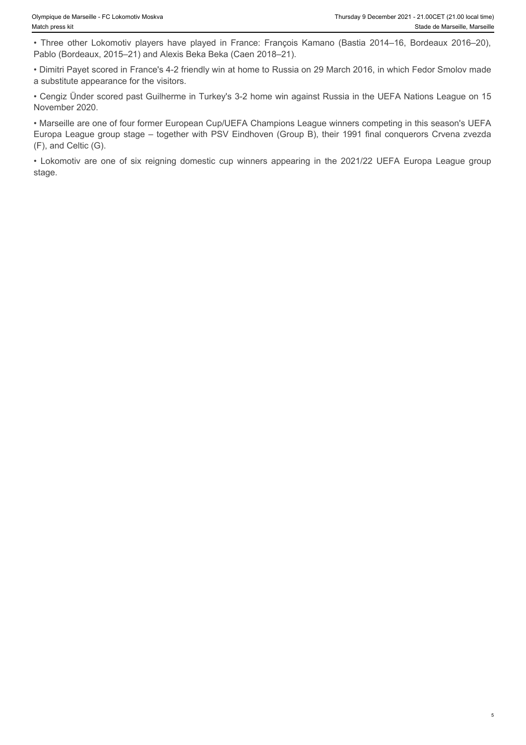- Three other Lokomotiv players have played in France: François Kamano (Bastia 2014–16, Bordeaux 2016–20), Pablo (Bordeaux, 2015–21) and Alexis Beka Beka (Caen 2018–21).
- Dimitri Payet scored in France's 4-2 friendly win at home to Russia on 29 March 2016, in which Fedor Smolov made a substitute appearance for the visitors.
- Cengiz Ünder scored past Guilherme in Turkey's 3-2 home win against Russia in the UEFA Nations League on 15 November 2020.
- Marseille are one of four former European Cup/UEFA Champions League winners competing in this season's UEFA Europa League group stage – together with PSV Eindhoven (Group B), their 1991 final conquerors Crvena zvezda (F), and Celtic (G).
- Lokomotiv are one of six reigning domestic cup winners appearing in the 2021/22 UEFA Europa League group stage.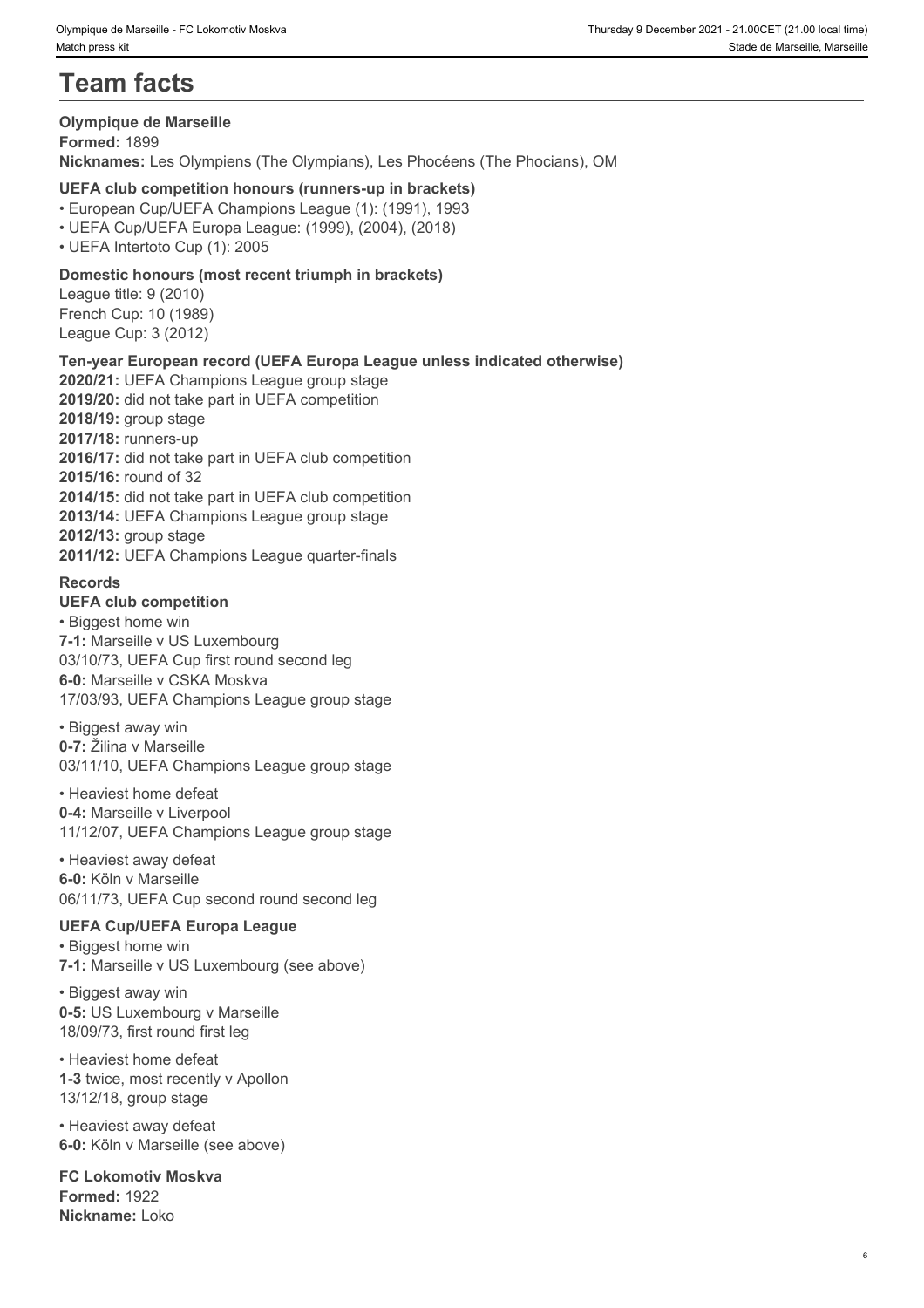# Team facts

**Olympique de Marseille**
**Formed:** 1899
**Nicknames:** Les Olympiens (The Olympians), Les Phocéens (The Phocians), OM

**UEFA club competition honours (runners-up in brackets)**
- European Cup/UEFA Champions League (1): (1991), 1993
- UEFA Cup/UEFA Europa League: (1999), (2004), (2018)
- UEFA Intertoto Cup (1): 2005

**Domestic honours (most recent triumph in brackets)**
League title: 9 (2010)
French Cup: 10 (1989)
League Cup: 3 (2012)

**Ten-year European record (UEFA Europa League unless indicated otherwise)**
**2020/21:** UEFA Champions League group stage
**2019/20:** did not take part in UEFA competition
**2018/19:** group stage
**2017/18:** runners-up
**2016/17:** did not take part in UEFA club competition
**2015/16:** round of 32
**2014/15:** did not take part in UEFA club competition
**2013/14:** UEFA Champions League group stage
**2012/13:** group stage
**2011/12:** UEFA Champions League quarter-finals

**Records**
**UEFA club competition**
- Biggest home win
**7-1:** Marseille v US Luxembourg
03/10/73, UEFA Cup first round second leg
**6-0:** Marseille v CSKA Moskva
17/03/93, UEFA Champions League group stage

- Biggest away win
**0-7:** Žilina v Marseille
03/11/10, UEFA Champions League group stage

- Heaviest home defeat
**0-4:** Marseille v Liverpool
11/12/07, UEFA Champions League group stage

- Heaviest away defeat
**6-0:** Köln v Marseille
06/11/73, UEFA Cup second round second leg

**UEFA Cup/UEFA Europa League**
- Biggest home win
**7-1:** Marseille v US Luxembourg (see above)

- Biggest away win
**0-5:** US Luxembourg v Marseille
18/09/73, first round first leg

- Heaviest home defeat
**1-3** twice, most recently v Apollon
13/12/18, group stage

- Heaviest away defeat
**6-0:** Köln v Marseille (see above)

**FC Lokomotiv Moskva**
**Formed:** 1922
**Nickname:** Loko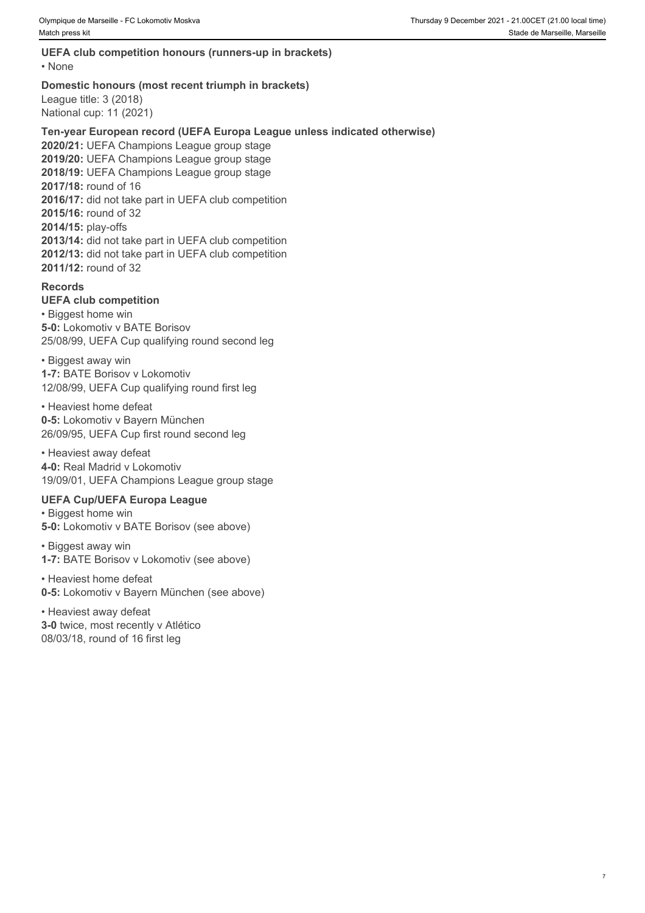### UEFA club competition honours (runners-up in brackets)

- None

### Domestic honours (most recent triumph in brackets)

League title: 3 (2018)
National cup: 11 (2021)

### Ten-year European record (UEFA Europa League unless indicated otherwise)

**2020/21:** UEFA Champions League group stage
**2019/20:** UEFA Champions League group stage
**2018/19:** UEFA Champions League group stage
**2017/18:** round of 16
**2016/17:** did not take part in UEFA club competition
**2015/16:** round of 32
**2014/15:** play-offs
**2013/14:** did not take part in UEFA club competition
**2012/13:** did not take part in UEFA club competition
**2011/12:** round of 32

### Records

#### UEFA club competition

- Biggest home win
**5-0:** Lokomotiv v BATE Borisov
25/08/99, UEFA Cup qualifying round second leg

- Biggest away win
**1-7:** BATE Borisov v Lokomotiv
12/08/99, UEFA Cup qualifying round first leg

- Heaviest home defeat
**0-5:** Lokomotiv v Bayern München
26/09/95, UEFA Cup first round second leg

- Heaviest away defeat
**4-0:** Real Madrid v Lokomotiv
19/09/01, UEFA Champions League group stage

#### UEFA Cup/UEFA Europa League

- Biggest home win
**5-0:** Lokomotiv v BATE Borisov (see above)

- Biggest away win
**1-7:** BATE Borisov v Lokomotiv (see above)

- Heaviest home defeat
**0-5:** Lokomotiv v Bayern München (see above)

- Heaviest away defeat
**3-0** twice, most recently v Atlético
08/03/18, round of 16 first leg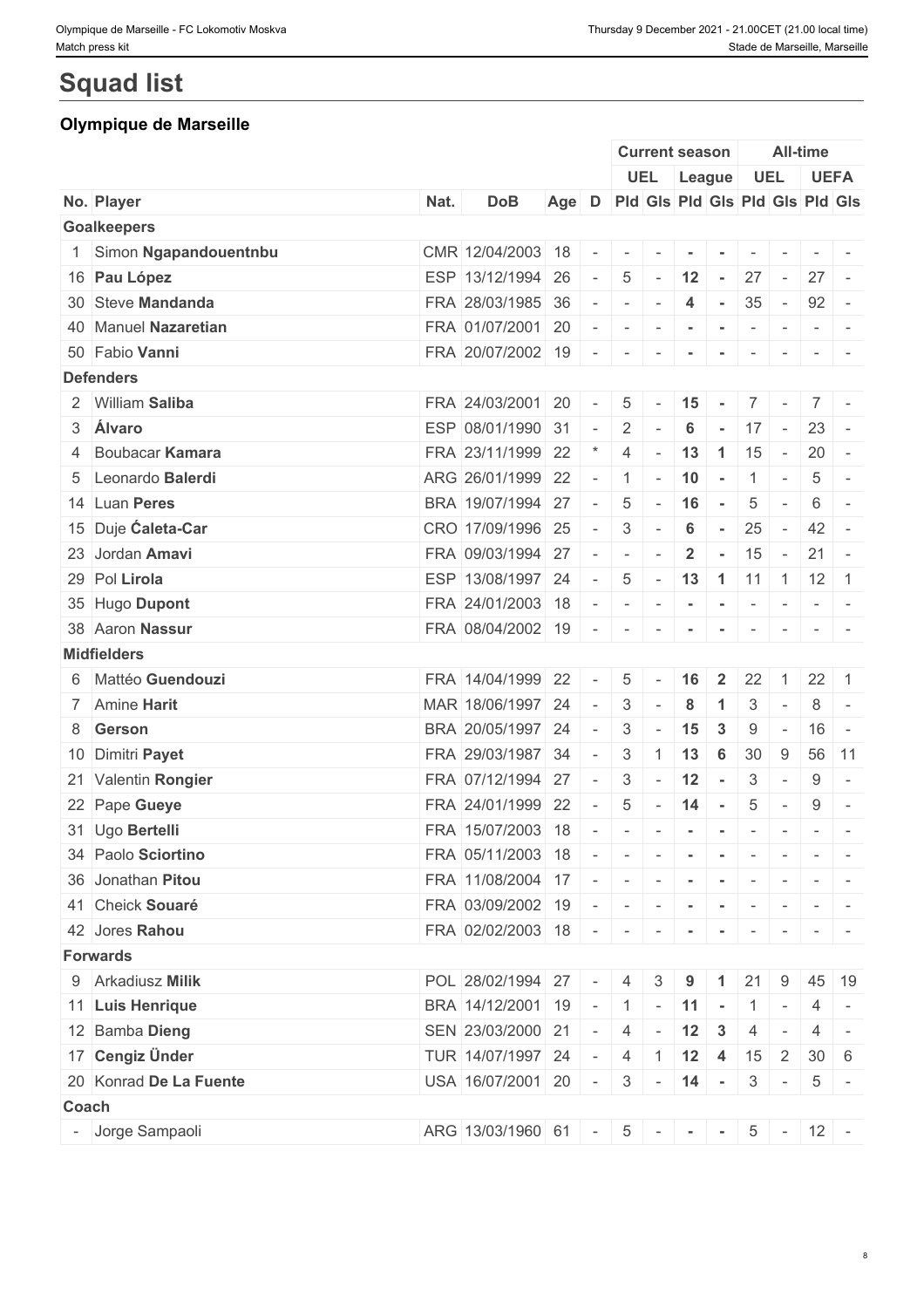# Squad list

## Olympique de Marseille

| No. | Player | Nat. | DoB | Age | D | Current season UEL Pld | Current season UEL Gls | Current season League Pld | Current season League Gls | All-time UEL Pld | All-time UEL Gls | All-time UEFA Pld | All-time UEFA Gls |
|---|---|---|---|---|---|---|---|---|---|---|---|---|---|
| **Goalkeepers** | | | | | | | | | | | | | |
| 1 | Simon **Ngapandouentnbu** | CMR | 12/04/2003 | 18 | - | - | - | - | - | - | - | - | - |
| 16 | **Pau López** | ESP | 13/12/1994 | 26 | - | 5 | - | 12 | - | 27 | - | 27 | - |
| 30 | Steve **Mandanda** | FRA | 28/03/1985 | 36 | - | - | - | 4 | - | 35 | - | 92 | - |
| 40 | Manuel **Nazaretian** | FRA | 01/07/2001 | 20 | - | - | - | - | - | - | - | - | - |
| 50 | Fabio **Vanni** | FRA | 20/07/2002 | 19 | - | - | - | - | - | - | - | - | - |
| **Defenders** | | | | | | | | | | | | | |
| 2 | William **Saliba** | FRA | 24/03/2001 | 20 | - | 5 | - | 15 | - | 7 | - | 7 | - |
| 3 | **Álvaro** | ESP | 08/01/1990 | 31 | - | 2 | - | 6 | - | 17 | - | 23 | - |
| 4 | Boubacar **Kamara** | FRA | 23/11/1999 | 22 | * | 4 | - | 13 | 1 | 15 | - | 20 | - |
| 5 | Leonardo **Balerdi** | ARG | 26/01/1999 | 22 | - | 1 | - | 10 | - | 1 | - | 5 | - |
| 14 | Luan **Peres** | BRA | 19/07/1994 | 27 | - | 5 | - | 16 | - | 5 | - | 6 | - |
| 15 | Duje **Ćaleta-Car** | CRO | 17/09/1996 | 25 | - | 3 | - | 6 | - | 25 | - | 42 | - |
| 23 | Jordan **Amavi** | FRA | 09/03/1994 | 27 | - | - | - | 2 | - | 15 | - | 21 | - |
| 29 | Pol **Lirola** | ESP | 13/08/1997 | 24 | - | 5 | - | 13 | 1 | 11 | 1 | 12 | 1 |
| 35 | Hugo **Dupont** | FRA | 24/01/2003 | 18 | - | - | - | - | - | - | - | - | - |
| 38 | Aaron **Nassur** | FRA | 08/04/2002 | 19 | - | - | - | - | - | - | - | - | - |
| **Midfielders** | | | | | | | | | | | | | |
| 6 | Mattéo **Guendouzi** | FRA | 14/04/1999 | 22 | - | 5 | - | 16 | 2 | 22 | 1 | 22 | 1 |
| 7 | Amine **Harit** | MAR | 18/06/1997 | 24 | - | 3 | - | 8 | 1 | 3 | - | 8 | - |
| 8 | **Gerson** | BRA | 20/05/1997 | 24 | - | 3 | - | 15 | 3 | 9 | - | 16 | - |
| 10 | Dimitri **Payet** | FRA | 29/03/1987 | 34 | - | 3 | 1 | 13 | 6 | 30 | 9 | 56 | 11 |
| 21 | Valentin **Rongier** | FRA | 07/12/1994 | 27 | - | 3 | - | 12 | - | 3 | - | 9 | - |
| 22 | Pape **Gueye** | FRA | 24/01/1999 | 22 | - | 5 | - | 14 | - | 5 | - | 9 | - |
| 31 | Ugo **Bertelli** | FRA | 15/07/2003 | 18 | - | - | - | - | - | - | - | - | - |
| 34 | Paolo **Sciortino** | FRA | 05/11/2003 | 18 | - | - | - | - | - | - | - | - | - |
| 36 | Jonathan **Pitou** | FRA | 11/08/2004 | 17 | - | - | - | - | - | - | - | - | - |
| 41 | Cheick **Souaré** | FRA | 03/09/2002 | 19 | - | - | - | - | - | - | - | - | - |
| 42 | Jores **Rahou** | FRA | 02/02/2003 | 18 | - | - | - | - | - | - | - | - | - |
| **Forwards** | | | | | | | | | | | | | |
| 9 | Arkadiusz **Milik** | POL | 28/02/1994 | 27 | - | 4 | 3 | 9 | 1 | 21 | 9 | 45 | 19 |
| 11 | **Luis Henrique** | BRA | 14/12/2001 | 19 | - | 1 | - | 11 | - | 1 | - | 4 | - |
| 12 | Bamba **Dieng** | SEN | 23/03/2000 | 21 | - | 4 | - | 12 | 3 | 4 | - | 4 | - |
| 17 | **Cengiz Ünder** | TUR | 14/07/1997 | 24 | - | 4 | 1 | 12 | 4 | 15 | 2 | 30 | 6 |
| 20 | Konrad **De La Fuente** | USA | 16/07/2001 | 20 | - | 3 | - | 14 | - | 3 | - | 5 | - |
| **Coach** | | | | | | | | | | | | | |
| - | Jorge Sampaoli | ARG | 13/03/1960 | 61 | - | 5 | - | - | - | 5 | - | 12 | - |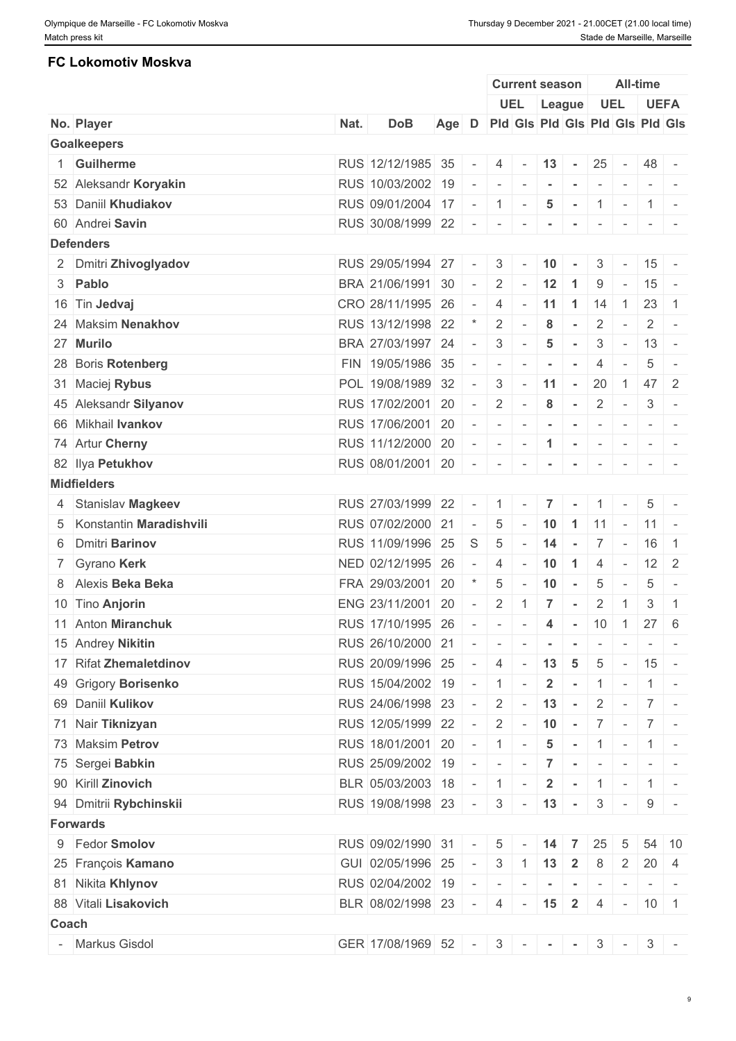## FC Lokomotiv Moskva

| No. | Player | Nat. | DoB | Age | D | Current season UEL Pld | Current season UEL Gls | Current season League Pld | Current season League Gls | All-time UEL Pld | All-time UEL Gls | All-time UEFA Pld | All-time UEFA Gls |
|---|---|---|---|---|---|---|---|---|---|---|---|---|---|
| **Goalkeepers** | | | | | | | | | | | | | |
| 1 | **Guilherme** | RUS | 12/12/1985 | 35 | - | 4 | - | 13 | - | 25 | - | 48 | - |
| 52 | Aleksandr **Koryakin** | RUS | 10/03/2002 | 19 | - | - | - | - | - | - | - | - | - |
| 53 | Daniil **Khudiakov** | RUS | 09/01/2004 | 17 | - | 1 | - | 5 | - | 1 | - | 1 | - |
| 60 | Andrei **Savin** | RUS | 30/08/1999 | 22 | - | - | - | - | - | - | - | - | - |
| **Defenders** | | | | | | | | | | | | | |
| 2 | Dmitri **Zhivoglyadov** | RUS | 29/05/1994 | 27 | - | 3 | - | 10 | - | 3 | - | 15 | - |
| 3 | **Pablo** | BRA | 21/06/1991 | 30 | - | 2 | - | 12 | 1 | 9 | - | 15 | - |
| 16 | Tin **Jedvaj** | CRO | 28/11/1995 | 26 | - | 4 | - | 11 | 1 | 14 | 1 | 23 | 1 |
| 24 | Maksim **Nenakhov** | RUS | 13/12/1998 | 22 | * | 2 | - | 8 | - | 2 | - | 2 | - |
| 27 | **Murilo** | BRA | 27/03/1997 | 24 | - | 3 | - | 5 | - | 3 | - | 13 | - |
| 28 | Boris **Rotenberg** | FIN | 19/05/1986 | 35 | - | - | - | - | - | 4 | - | 5 | - |
| 31 | Maciej **Rybus** | POL | 19/08/1989 | 32 | - | 3 | - | 11 | - | 20 | 1 | 47 | 2 |
| 45 | Aleksandr **Silyanov** | RUS | 17/02/2001 | 20 | - | 2 | - | 8 | - | 2 | - | 3 | - |
| 66 | Mikhail **Ivankov** | RUS | 17/06/2001 | 20 | - | - | - | - | - | - | - | - | - |
| 74 | Artur **Cherny** | RUS | 11/12/2000 | 20 | - | - | - | 1 | - | - | - | - | - |
| 82 | Ilya **Petukhov** | RUS | 08/01/2001 | 20 | - | - | - | - | - | - | - | - | - |
| **Midfielders** | | | | | | | | | | | | | |
| 4 | Stanislav **Magkeev** | RUS | 27/03/1999 | 22 | - | 1 | - | 7 | - | 1 | - | 5 | - |
| 5 | Konstantin **Maradishvili** | RUS | 07/02/2000 | 21 | - | 5 | - | 10 | 1 | 11 | - | 11 | - |
| 6 | Dmitri **Barinov** | RUS | 11/09/1996 | 25 | S | 5 | - | 14 | - | 7 | - | 16 | 1 |
| 7 | Gyrano **Kerk** | NED | 02/12/1995 | 26 | - | 4 | - | 10 | 1 | 4 | - | 12 | 2 |
| 8 | Alexis **Beka Beka** | FRA | 29/03/2001 | 20 | * | 5 | - | 10 | - | 5 | - | 5 | - |
| 10 | Tino **Anjorin** | ENG | 23/11/2001 | 20 | - | 2 | 1 | 7 | - | 2 | 1 | 3 | 1 |
| 11 | Anton **Miranchuk** | RUS | 17/10/1995 | 26 | - | - | - | 4 | - | 10 | 1 | 27 | 6 |
| 15 | Andrey **Nikitin** | RUS | 26/10/2000 | 21 | - | - | - | - | - | - | - | - | - |
| 17 | Rifat **Zhemaletdinov** | RUS | 20/09/1996 | 25 | - | 4 | - | 13 | 5 | 5 | - | 15 | - |
| 49 | Grigory **Borisenko** | RUS | 15/04/2002 | 19 | - | 1 | - | 2 | - | 1 | - | 1 | - |
| 69 | Daniil **Kulikov** | RUS | 24/06/1998 | 23 | - | 2 | - | 13 | - | 2 | - | 7 | - |
| 71 | Nair **Tiknizyan** | RUS | 12/05/1999 | 22 | - | 2 | - | 10 | - | 7 | - | 7 | - |
| 73 | Maksim **Petrov** | RUS | 18/01/2001 | 20 | - | 1 | - | 5 | - | 1 | - | 1 | - |
| 75 | Sergei **Babkin** | RUS | 25/09/2002 | 19 | - | - | - | 7 | - | - | - | - | - |
| 90 | Kirill **Zinovich** | BLR | 05/03/2003 | 18 | - | 1 | - | 2 | - | 1 | - | 1 | - |
| 94 | Dmitrii **Rybchinskii** | RUS | 19/08/1998 | 23 | - | 3 | - | 13 | - | 3 | - | 9 | - |
| **Forwards** | | | | | | | | | | | | | |
| 9 | Fedor **Smolov** | RUS | 09/02/1990 | 31 | - | 5 | - | 14 | 7 | 25 | 5 | 54 | 10 |
| 25 | François **Kamano** | GUI | 02/05/1996 | 25 | - | 3 | 1 | 13 | 2 | 8 | 2 | 20 | 4 |
| 81 | Nikita **Khlynov** | RUS | 02/04/2002 | 19 | - | - | - | - | - | - | - | - | - |
| 88 | Vitali **Lisakovich** | BLR | 08/02/1998 | 23 | - | 4 | - | 15 | 2 | 4 | - | 10 | 1 |
| **Coach** | | | | | | | | | | | | | |
| - | Markus Gisdol | GER | 17/08/1969 | 52 | - | 3 | - | - | - | 3 | - | 3 | - |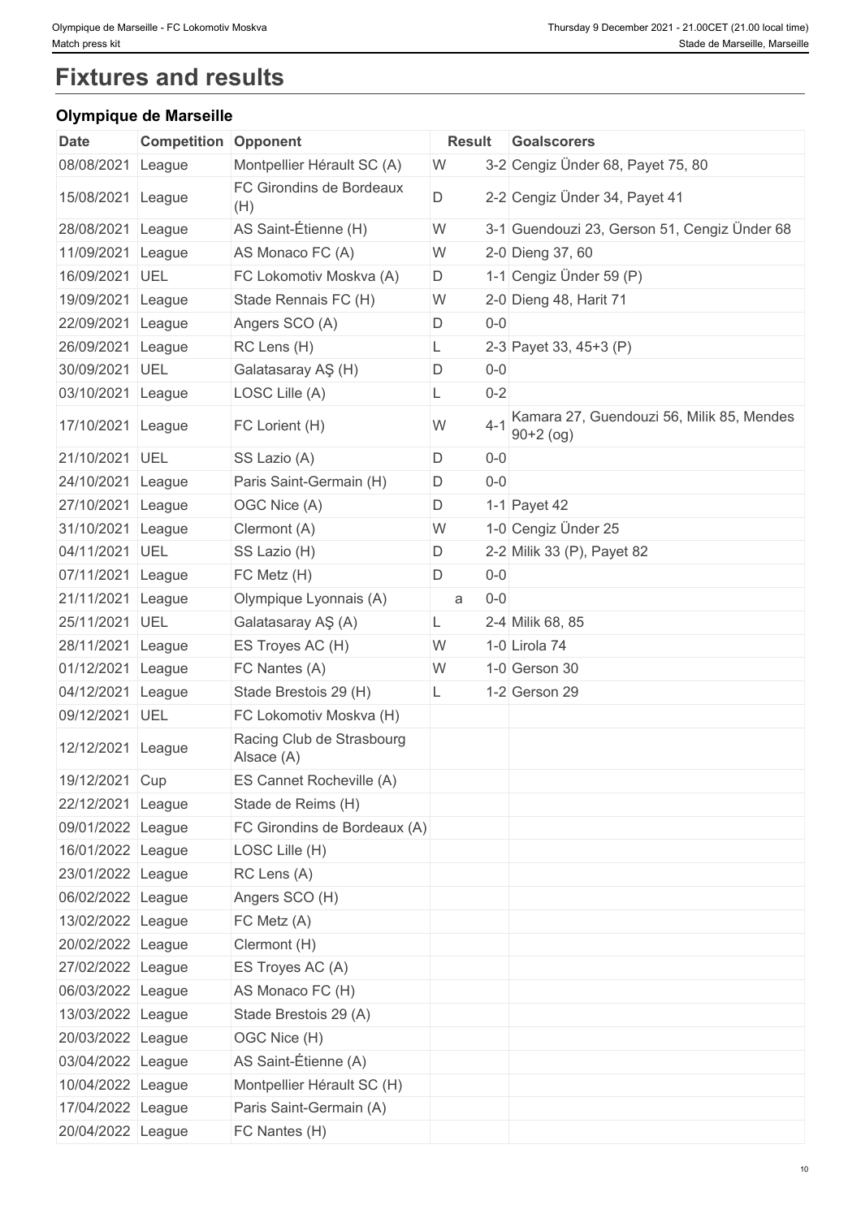# Fixtures and results

## Olympique de Marseille

| Date | Competition | Opponent | Result | | Goalscorers |
|---|---|---|---|---|---|
| 08/08/2021 | League | Montpellier Hérault SC (A) | W | 3-2 | Cengiz Ünder 68, Payet 75, 80 |
| 15/08/2021 | League | FC Girondins de Bordeaux (H) | D | 2-2 | Cengiz Ünder 34, Payet 41 |
| 28/08/2021 | League | AS Saint-Étienne (H) | W | 3-1 | Guendouzi 23, Gerson 51, Cengiz Ünder 68 |
| 11/09/2021 | League | AS Monaco FC (A) | W | 2-0 | Dieng 37, 60 |
| 16/09/2021 | UEL | FC Lokomotiv Moskva (A) | D | 1-1 | Cengiz Ünder 59 (P) |
| 19/09/2021 | League | Stade Rennais FC (H) | W | 2-0 | Dieng 48, Harit 71 |
| 22/09/2021 | League | Angers SCO (A) | D | 0-0 | |
| 26/09/2021 | League | RC Lens (H) | L | 2-3 | Payet 33, 45+3 (P) |
| 30/09/2021 | UEL | Galatasaray AŞ (H) | D | 0-0 | |
| 03/10/2021 | League | LOSC Lille (A) | L | 0-2 | |
| 17/10/2021 | League | FC Lorient (H) | W | 4-1 | Kamara 27, Guendouzi 56, Milik 85, Mendes 90+2 (og) |
| 21/10/2021 | UEL | SS Lazio (A) | D | 0-0 | |
| 24/10/2021 | League | Paris Saint-Germain (H) | D | 0-0 | |
| 27/10/2021 | League | OGC Nice (A) | D | 1-1 | Payet 42 |
| 31/10/2021 | League | Clermont (A) | W | 1-0 | Cengiz Ünder 25 |
| 04/11/2021 | UEL | SS Lazio (H) | D | 2-2 | Milik 33 (P), Payet 82 |
| 07/11/2021 | League | FC Metz (H) | D | 0-0 | |
| 21/11/2021 | League | Olympique Lyonnais (A) | a | 0-0 | |
| 25/11/2021 | UEL | Galatasaray AŞ (A) | L | 2-4 | Milik 68, 85 |
| 28/11/2021 | League | ES Troyes AC (H) | W | 1-0 | Lirola 74 |
| 01/12/2021 | League | FC Nantes (A) | W | 1-0 | Gerson 30 |
| 04/12/2021 | League | Stade Brestois 29 (H) | L | 1-2 | Gerson 29 |
| 09/12/2021 | UEL | FC Lokomotiv Moskva (H) | | | |
| 12/12/2021 | League | Racing Club de Strasbourg Alsace (A) | | | |
| 19/12/2021 | Cup | ES Cannet Rocheville (A) | | | |
| 22/12/2021 | League | Stade de Reims (H) | | | |
| 09/01/2022 | League | FC Girondins de Bordeaux (A) | | | |
| 16/01/2022 | League | LOSC Lille (H) | | | |
| 23/01/2022 | League | RC Lens (A) | | | |
| 06/02/2022 | League | Angers SCO (H) | | | |
| 13/02/2022 | League | FC Metz (A) | | | |
| 20/02/2022 | League | Clermont (H) | | | |
| 27/02/2022 | League | ES Troyes AC (A) | | | |
| 06/03/2022 | League | AS Monaco FC (H) | | | |
| 13/03/2022 | League | Stade Brestois 29 (A) | | | |
| 20/03/2022 | League | OGC Nice (H) | | | |
| 03/04/2022 | League | AS Saint-Étienne (A) | | | |
| 10/04/2022 | League | Montpellier Hérault SC (H) | | | |
| 17/04/2022 | League | Paris Saint-Germain (A) | | | |
| 20/04/2022 | League | FC Nantes (H) | | | |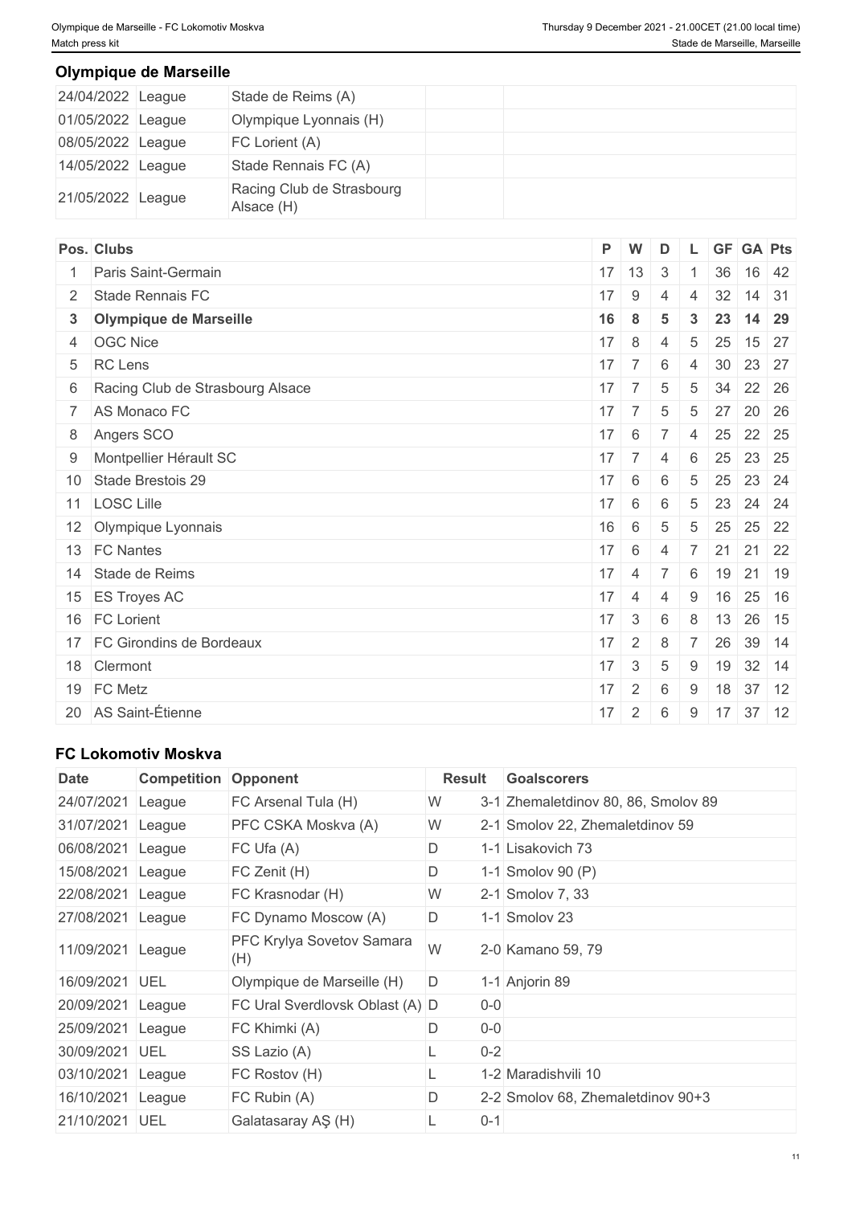## Olympique de Marseille

| | | | | |
|---|---|---|---|---|
| 24/04/2022 | League | Stade de Reims (A) | | |
| 01/05/2022 | League | Olympique Lyonnais (H) | | |
| 08/05/2022 | League | FC Lorient (A) | | |
| 14/05/2022 | League | Stade Rennais FC (A) | | |
| 21/05/2022 | League | Racing Club de Strasbourg Alsace (H) | | |

| Pos. | Clubs | P | W | D | L | GF | GA | Pts |
|---|---|---|---|---|---|---|---|---|
| 1 | Paris Saint-Germain | 17 | 13 | 3 | 1 | 36 | 16 | 42 |
| 2 | Stade Rennais FC | 17 | 9 | 4 | 4 | 32 | 14 | 31 |
| **3** | **Olympique de Marseille** | **16** | **8** | **5** | **3** | **23** | **14** | **29** |
| 4 | OGC Nice | 17 | 8 | 4 | 5 | 25 | 15 | 27 |
| 5 | RC Lens | 17 | 7 | 6 | 4 | 30 | 23 | 27 |
| 6 | Racing Club de Strasbourg Alsace | 17 | 7 | 5 | 5 | 34 | 22 | 26 |
| 7 | AS Monaco FC | 17 | 7 | 5 | 5 | 27 | 20 | 26 |
| 8 | Angers SCO | 17 | 6 | 7 | 4 | 25 | 22 | 25 |
| 9 | Montpellier Hérault SC | 17 | 7 | 4 | 6 | 25 | 23 | 25 |
| 10 | Stade Brestois 29 | 17 | 6 | 6 | 5 | 25 | 23 | 24 |
| 11 | LOSC Lille | 17 | 6 | 6 | 5 | 23 | 24 | 24 |
| 12 | Olympique Lyonnais | 16 | 6 | 5 | 5 | 25 | 25 | 22 |
| 13 | FC Nantes | 17 | 6 | 4 | 7 | 21 | 21 | 22 |
| 14 | Stade de Reims | 17 | 4 | 7 | 6 | 19 | 21 | 19 |
| 15 | ES Troyes AC | 17 | 4 | 4 | 9 | 16 | 25 | 16 |
| 16 | FC Lorient | 17 | 3 | 6 | 8 | 13 | 26 | 15 |
| 17 | FC Girondins de Bordeaux | 17 | 2 | 8 | 7 | 26 | 39 | 14 |
| 18 | Clermont | 17 | 3 | 5 | 9 | 19 | 32 | 14 |
| 19 | FC Metz | 17 | 2 | 6 | 9 | 18 | 37 | 12 |
| 20 | AS Saint-Étienne | 17 | 2 | 6 | 9 | 17 | 37 | 12 |

## FC Lokomotiv Moskva

| Date | Competition | Opponent | Result | | Goalscorers |
|---|---|---|---|---|---|
| 24/07/2021 | League | FC Arsenal Tula (H) | W | 3-1 | Zhemaletdinov 80, 86, Smolov 89 |
| 31/07/2021 | League | PFC CSKA Moskva (A) | W | 2-1 | Smolov 22, Zhemaletdinov 59 |
| 06/08/2021 | League | FC Ufa (A) | D | 1-1 | Lisakovich 73 |
| 15/08/2021 | League | FC Zenit (H) | D | 1-1 | Smolov 90 (P) |
| 22/08/2021 | League | FC Krasnodar (H) | W | 2-1 | Smolov 7, 33 |
| 27/08/2021 | League | FC Dynamo Moscow (A) | D | 1-1 | Smolov 23 |
| 11/09/2021 | League | PFC Krylya Sovetov Samara (H) | W | 2-0 | Kamano 59, 79 |
| 16/09/2021 | UEL | Olympique de Marseille (H) | D | 1-1 | Anjorin 89 |
| 20/09/2021 | League | FC Ural Sverdlovsk Oblast (A) | D | 0-0 | |
| 25/09/2021 | League | FC Khimki (A) | D | 0-0 | |
| 30/09/2021 | UEL | SS Lazio (A) | L | 0-2 | |
| 03/10/2021 | League | FC Rostov (H) | L | 1-2 | Maradishvili 10 |
| 16/10/2021 | League | FC Rubin (A) | D | 2-2 | Smolov 68, Zhemaletdinov 90+3 |
| 21/10/2021 | UEL | Galatasaray AŞ (H) | L | 0-1 | |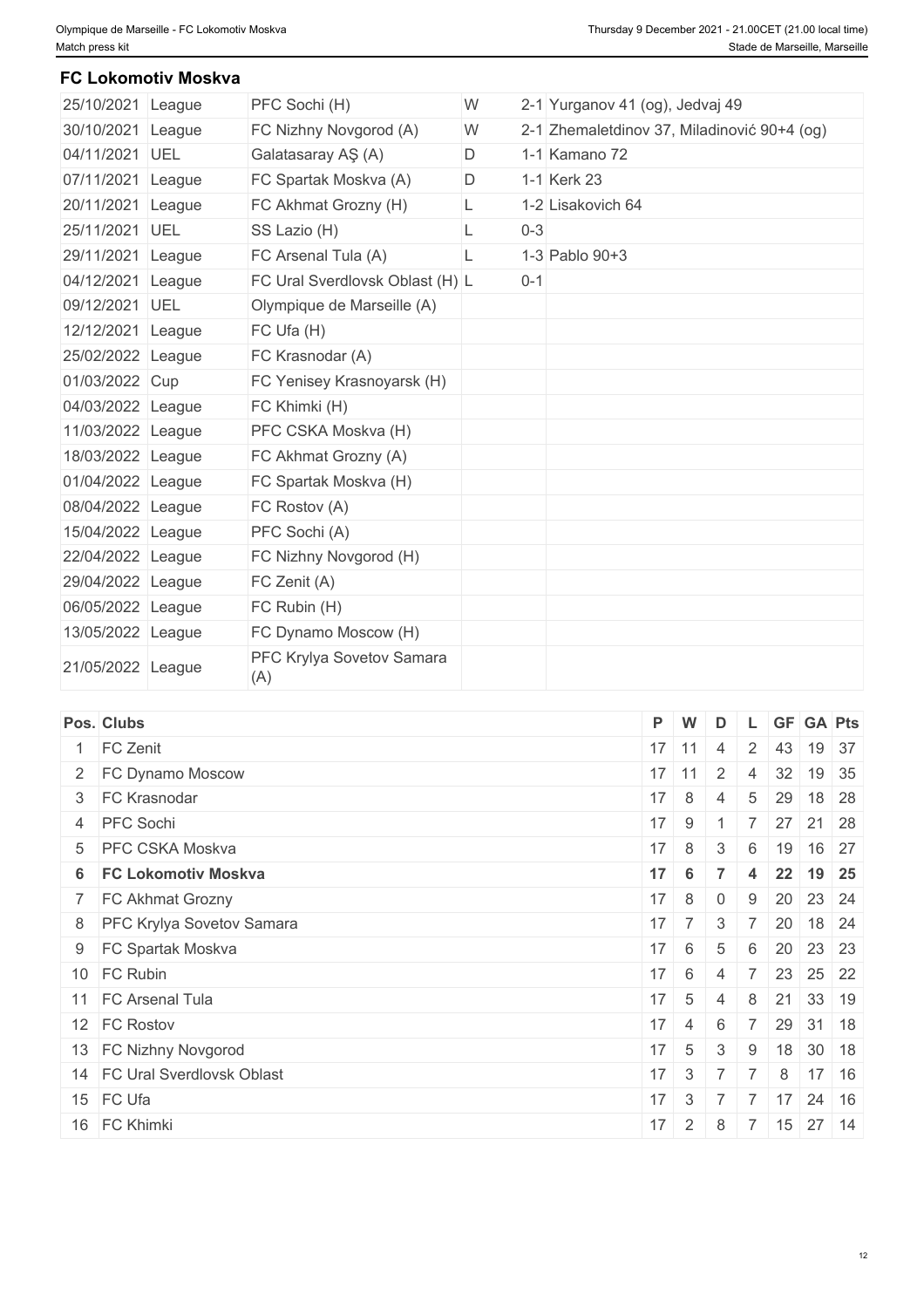## FC Lokomotiv Moskva

| Date | Competition | Opponent | Result | Score | Scorers |
|---|---|---|---|---|---|
| 25/10/2021 | League | PFC Sochi (H) | W | 2-1 | Yurganov 41 (og), Jedvaj 49 |
| 30/10/2021 | League | FC Nizhny Novgorod (A) | W | 2-1 | Zhemaletdinov 37, Miladinović 90+4 (og) |
| 04/11/2021 | UEL | Galatasaray AŞ (A) | D | 1-1 | Kamano 72 |
| 07/11/2021 | League | FC Spartak Moskva (A) | D | 1-1 | Kerk 23 |
| 20/11/2021 | League | FC Akhmat Grozny (H) | L | 1-2 | Lisakovich 64 |
| 25/11/2021 | UEL | SS Lazio (H) | L | 0-3 | |
| 29/11/2021 | League | FC Arsenal Tula (A) | L | 1-3 | Pablo 90+3 |
| 04/12/2021 | League | FC Ural Sverdlovsk Oblast (H) | L | 0-1 | |
| 09/12/2021 | UEL | Olympique de Marseille (A) | | | |
| 12/12/2021 | League | FC Ufa (H) | | | |
| 25/02/2022 | League | FC Krasnodar (A) | | | |
| 01/03/2022 | Cup | FC Yenisey Krasnoyarsk (H) | | | |
| 04/03/2022 | League | FC Khimki (H) | | | |
| 11/03/2022 | League | PFC CSKA Moskva (H) | | | |
| 18/03/2022 | League | FC Akhmat Grozny (A) | | | |
| 01/04/2022 | League | FC Spartak Moskva (H) | | | |
| 08/04/2022 | League | FC Rostov (A) | | | |
| 15/04/2022 | League | PFC Sochi (A) | | | |
| 22/04/2022 | League | FC Nizhny Novgorod (H) | | | |
| 29/04/2022 | League | FC Zenit (A) | | | |
| 06/05/2022 | League | FC Rubin (H) | | | |
| 13/05/2022 | League | FC Dynamo Moscow (H) | | | |
| 21/05/2022 | League | PFC Krylya Sovetov Samara (A) | | | |

| Pos. | Clubs | P | W | D | L | GF | GA | Pts |
|---|---|---|---|---|---|---|---|---|
| 1 | FC Zenit | 17 | 11 | 4 | 2 | 43 | 19 | 37 |
| 2 | FC Dynamo Moscow | 17 | 11 | 2 | 4 | 32 | 19 | 35 |
| 3 | FC Krasnodar | 17 | 8 | 4 | 5 | 29 | 18 | 28 |
| 4 | PFC Sochi | 17 | 9 | 1 | 7 | 27 | 21 | 28 |
| 5 | PFC CSKA Moskva | 17 | 8 | 3 | 6 | 19 | 16 | 27 |
| **6** | **FC Lokomotiv Moskva** | **17** | **6** | **7** | **4** | **22** | **19** | **25** |
| 7 | FC Akhmat Grozny | 17 | 8 | 0 | 9 | 20 | 23 | 24 |
| 8 | PFC Krylya Sovetov Samara | 17 | 7 | 3 | 7 | 20 | 18 | 24 |
| 9 | FC Spartak Moskva | 17 | 6 | 5 | 6 | 20 | 23 | 23 |
| 10 | FC Rubin | 17 | 6 | 4 | 7 | 23 | 25 | 22 |
| 11 | FC Arsenal Tula | 17 | 5 | 4 | 8 | 21 | 33 | 19 |
| 12 | FC Rostov | 17 | 4 | 6 | 7 | 29 | 31 | 18 |
| 13 | FC Nizhny Novgorod | 17 | 5 | 3 | 9 | 18 | 30 | 18 |
| 14 | FC Ural Sverdlovsk Oblast | 17 | 3 | 7 | 7 | 8 | 17 | 16 |
| 15 | FC Ufa | 17 | 3 | 7 | 7 | 17 | 24 | 16 |
| 16 | FC Khimki | 17 | 2 | 8 | 7 | 15 | 27 | 14 |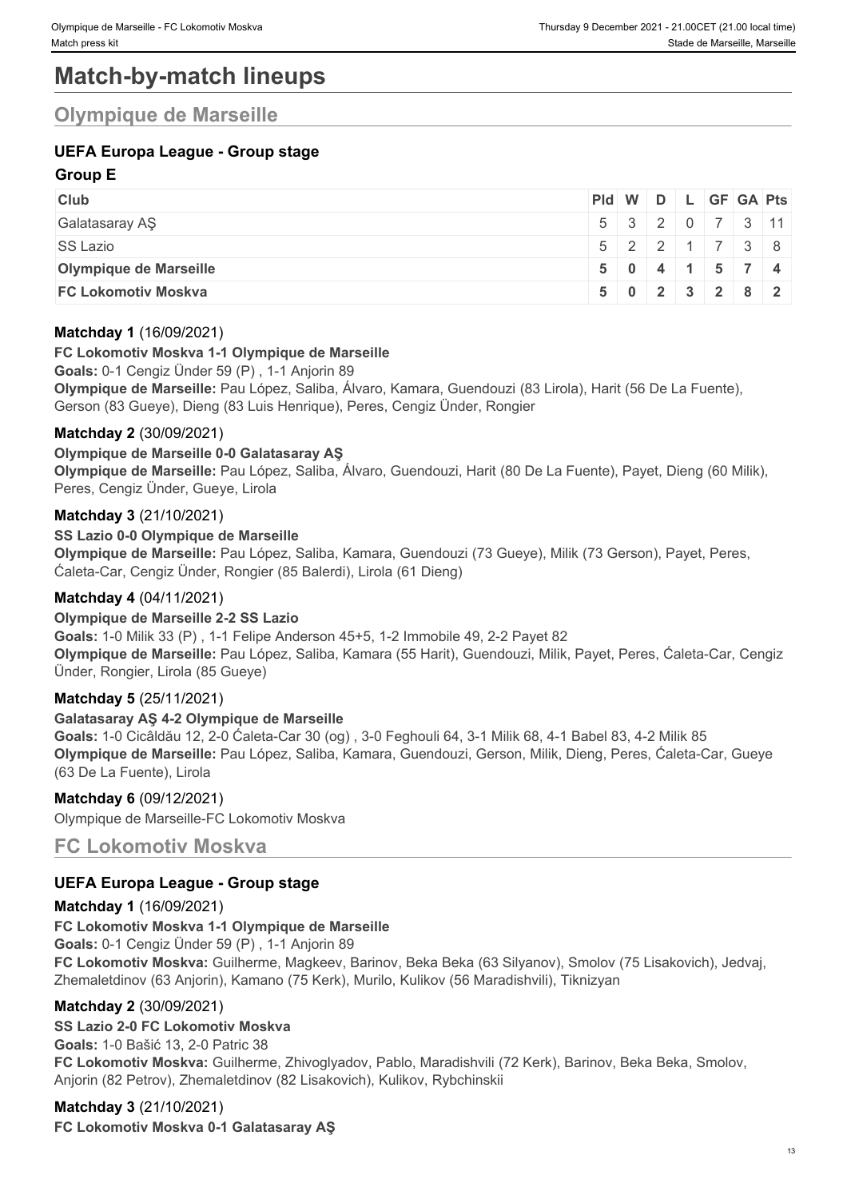# Match-by-match lineups

## Olympique de Marseille

### UEFA Europa League - Group stage

#### Group E

| Club | Pld | W | D | L | GF | GA | Pts |
|---|---|---|---|---|---|---|---|
| Galatasaray AŞ | 5 | 3 | 2 | 0 | 7 | 3 | 11 |
| SS Lazio | 5 | 2 | 2 | 1 | 7 | 3 | 8 |
| **Olympique de Marseille** | **5** | **0** | **4** | **1** | **5** | **7** | **4** |
| **FC Lokomotiv Moskva** | **5** | **0** | **2** | **3** | **2** | **8** | **2** |

**Matchday 1** (16/09/2021)

**FC Lokomotiv Moskva 1-1 Olympique de Marseille**

**Goals:** 0-1 Cengiz Ünder 59 (P) , 1-1 Anjorin 89

**Olympique de Marseille:** Pau López, Saliba, Álvaro, Kamara, Guendouzi (83 Lirola), Harit (56 De La Fuente), Gerson (83 Gueye), Dieng (83 Luis Henrique), Peres, Cengiz Ünder, Rongier

**Matchday 2** (30/09/2021)

**Olympique de Marseille 0-0 Galatasaray AŞ**

**Olympique de Marseille:** Pau López, Saliba, Álvaro, Guendouzi, Harit (80 De La Fuente), Payet, Dieng (60 Milik), Peres, Cengiz Ünder, Gueye, Lirola

**Matchday 3** (21/10/2021)

**SS Lazio 0-0 Olympique de Marseille**

**Olympique de Marseille:** Pau López, Saliba, Kamara, Guendouzi (73 Gueye), Milik (73 Gerson), Payet, Peres, Ćaleta-Car, Cengiz Ünder, Rongier (85 Balerdi), Lirola (61 Dieng)

**Matchday 4** (04/11/2021)

**Olympique de Marseille 2-2 SS Lazio**

**Goals:** 1-0 Milik 33 (P) , 1-1 Felipe Anderson 45+5, 1-2 Immobile 49, 2-2 Payet 82

**Olympique de Marseille:** Pau López, Saliba, Kamara (55 Harit), Guendouzi, Milik, Payet, Peres, Ćaleta-Car, Cengiz Ünder, Rongier, Lirola (85 Gueye)

**Matchday 5** (25/11/2021)

**Galatasaray AŞ 4-2 Olympique de Marseille**

**Goals:** 1-0 Cicâldău 12, 2-0 Ćaleta-Car 30 (og) , 3-0 Feghouli 64, 3-1 Milik 68, 4-1 Babel 83, 4-2 Milik 85

**Olympique de Marseille:** Pau López, Saliba, Kamara, Guendouzi, Gerson, Milik, Dieng, Peres, Ćaleta-Car, Gueye (63 De La Fuente), Lirola

**Matchday 6** (09/12/2021)

Olympique de Marseille-FC Lokomotiv Moskva

## FC Lokomotiv Moskva

### UEFA Europa League - Group stage

**Matchday 1** (16/09/2021)

**FC Lokomotiv Moskva 1-1 Olympique de Marseille**

**Goals:** 0-1 Cengiz Ünder 59 (P) , 1-1 Anjorin 89

**FC Lokomotiv Moskva:** Guilherme, Magkeev, Barinov, Beka Beka (63 Silyanov), Smolov (75 Lisakovich), Jedvaj, Zhemaletdinov (63 Anjorin), Kamano (75 Kerk), Murilo, Kulikov (56 Maradishvili), Tiknizyan

**Matchday 2** (30/09/2021)

**SS Lazio 2-0 FC Lokomotiv Moskva**

**Goals:** 1-0 Bašić 13, 2-0 Patric 38

**FC Lokomotiv Moskva:** Guilherme, Zhivoglyadov, Pablo, Maradishvili (72 Kerk), Barinov, Beka Beka, Smolov, Anjorin (82 Petrov), Zhemaletdinov (82 Lisakovich), Kulikov, Rybchinskii

**Matchday 3** (21/10/2021)

**FC Lokomotiv Moskva 0-1 Galatasaray AŞ**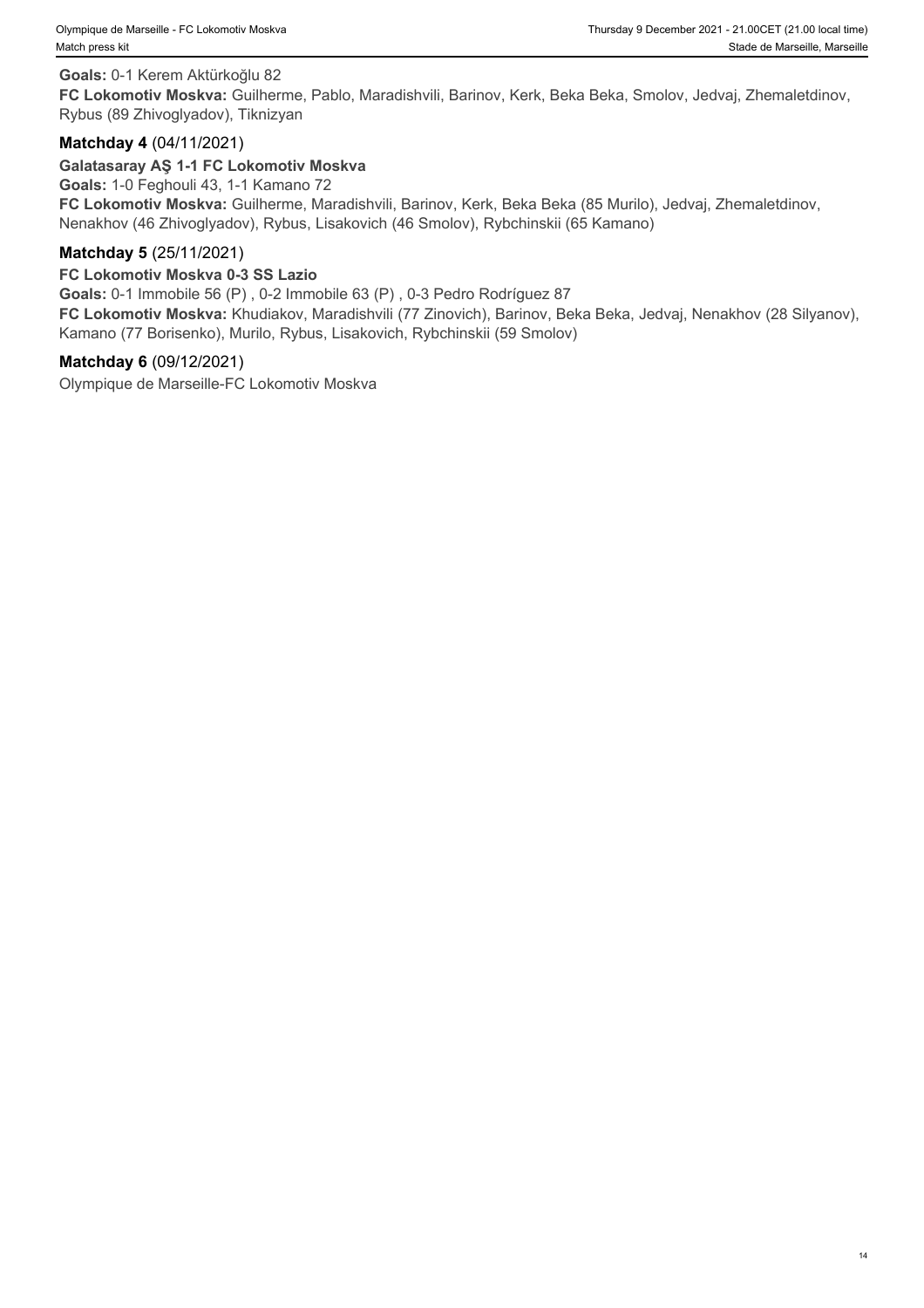**Goals:** 0-1 Kerem Aktürkoğlu 82

**FC Lokomotiv Moskva:** Guilherme, Pablo, Maradishvili, Barinov, Kerk, Beka Beka, Smolov, Jedvaj, Zhemaletdinov, Rybus (89 Zhivoglyadov), Tiknizyan

### Matchday 4 (04/11/2021)

**Galatasaray AŞ 1-1 FC Lokomotiv Moskva**

**Goals:** 1-0 Feghouli 43, 1-1 Kamano 72

**FC Lokomotiv Moskva:** Guilherme, Maradishvili, Barinov, Kerk, Beka Beka (85 Murilo), Jedvaj, Zhemaletdinov, Nenakhov (46 Zhivoglyadov), Rybus, Lisakovich (46 Smolov), Rybchinskii (65 Kamano)

### Matchday 5 (25/11/2021)

**FC Lokomotiv Moskva 0-3 SS Lazio**

**Goals:** 0-1 Immobile 56 (P) , 0-2 Immobile 63 (P) , 0-3 Pedro Rodríguez 87

**FC Lokomotiv Moskva:** Khudiakov, Maradishvili (77 Zinovich), Barinov, Beka Beka, Jedvaj, Nenakhov (28 Silyanov), Kamano (77 Borisenko), Murilo, Rybus, Lisakovich, Rybchinskii (59 Smolov)

### Matchday 6 (09/12/2021)

Olympique de Marseille-FC Lokomotiv Moskva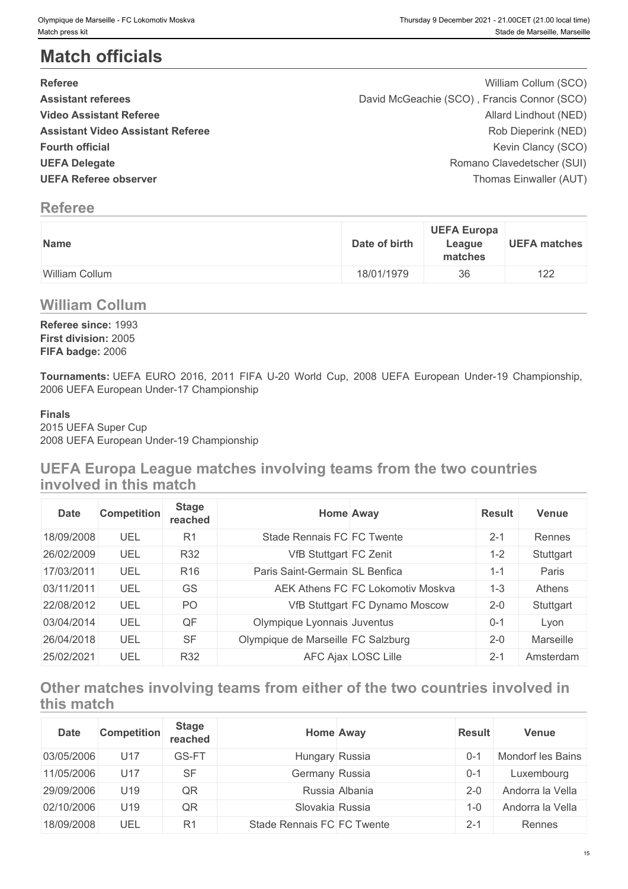# Match officials

| | |
|---|---|
| **Referee** | William Collum (SCO) |
| **Assistant referees** | David McGeachie (SCO) , Francis Connor (SCO) |
| **Video Assistant Referee** | Allard Lindhout (NED) |
| **Assistant Video Assistant Referee** | Rob Dieperink (NED) |
| **Fourth official** | Kevin Clancy (SCO) |
| **UEFA Delegate** | Romano Clavedetscher (SUI) |
| **UEFA Referee observer** | Thomas Einwaller (AUT) |

## Referee

| Name | Date of birth | UEFA Europa League matches | UEFA matches |
|---|---|---|---|
| William Collum | 18/01/1979 | 36 | 122 |

## William Collum

**Referee since:** 1993
**First division:** 2005
**FIFA badge:** 2006

**Tournaments:** UEFA EURO 2016, 2011 FIFA U-20 World Cup, 2008 UEFA European Under-19 Championship, 2006 UEFA European Under-17 Championship

**Finals**
2015 UEFA Super Cup
2008 UEFA European Under-19 Championship

## UEFA Europa League matches involving teams from the two countries involved in this match

| Date | Competition | Stage reached | Home | Away | Result | Venue |
|---|---|---|---|---|---|---|
| 18/09/2008 | UEL | R1 | Stade Rennais FC | FC Twente | 2-1 | Rennes |
| 26/02/2009 | UEL | R32 | VfB Stuttgart | FC Zenit | 1-2 | Stuttgart |
| 17/03/2011 | UEL | R16 | Paris Saint-Germain | SL Benfica | 1-1 | Paris |
| 03/11/2011 | UEL | GS | AEK Athens FC | FC Lokomotiv Moskva | 1-3 | Athens |
| 22/08/2012 | UEL | PO | VfB Stuttgart | FC Dynamo Moscow | 2-0 | Stuttgart |
| 03/04/2014 | UEL | QF | Olympique Lyonnais | Juventus | 0-1 | Lyon |
| 26/04/2018 | UEL | SF | Olympique de Marseille | FC Salzburg | 2-0 | Marseille |
| 25/02/2021 | UEL | R32 | AFC Ajax | LOSC Lille | 2-1 | Amsterdam |

## Other matches involving teams from either of the two countries involved in this match

| Date | Competition | Stage reached | Home | Away | Result | Venue |
|---|---|---|---|---|---|---|
| 03/05/2006 | U17 | GS-FT | Hungary | Russia | 0-1 | Mondorf les Bains |
| 11/05/2006 | U17 | SF | Germany | Russia | 0-1 | Luxembourg |
| 29/09/2006 | U19 | QR | Russia | Albania | 2-0 | Andorra la Vella |
| 02/10/2006 | U19 | QR | Slovakia | Russia | 1-0 | Andorra la Vella |
| 18/09/2008 | UEL | R1 | Stade Rennais FC | FC Twente | 2-1 | Rennes |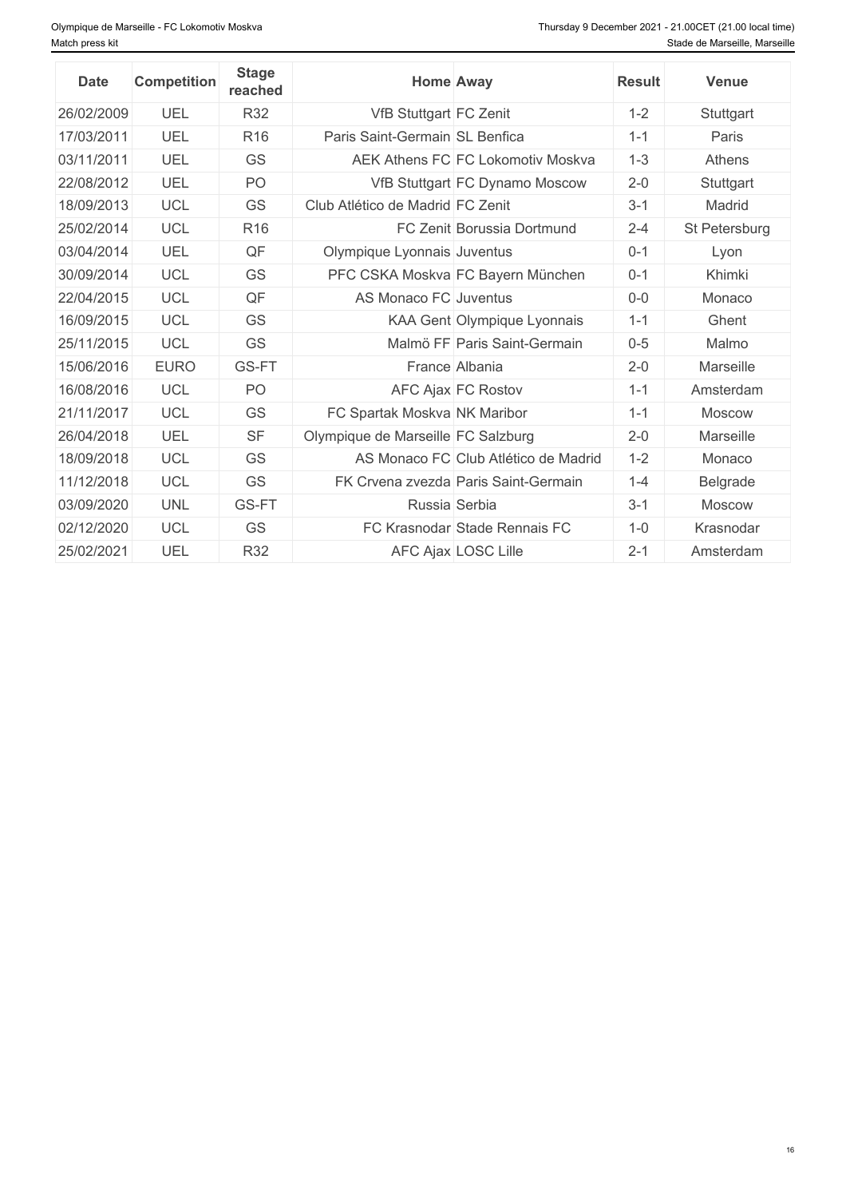| Date | Competition | Stage reached | Home | Away | Result | Venue |
|---|---|---|---|---|---|---|
| 26/02/2009 | UEL | R32 | VfB Stuttgart | FC Zenit | 1-2 | Stuttgart |
| 17/03/2011 | UEL | R16 | Paris Saint-Germain | SL Benfica | 1-1 | Paris |
| 03/11/2011 | UEL | GS | AEK Athens FC | FC Lokomotiv Moskva | 1-3 | Athens |
| 22/08/2012 | UEL | PO | VfB Stuttgart | FC Dynamo Moscow | 2-0 | Stuttgart |
| 18/09/2013 | UCL | GS | Club Atlético de Madrid | FC Zenit | 3-1 | Madrid |
| 25/02/2014 | UCL | R16 | FC Zenit | Borussia Dortmund | 2-4 | St Petersburg |
| 03/04/2014 | UEL | QF | Olympique Lyonnais | Juventus | 0-1 | Lyon |
| 30/09/2014 | UCL | GS | PFC CSKA Moskva | FC Bayern München | 0-1 | Khimki |
| 22/04/2015 | UCL | QF | AS Monaco FC | Juventus | 0-0 | Monaco |
| 16/09/2015 | UCL | GS | KAA Gent | Olympique Lyonnais | 1-1 | Ghent |
| 25/11/2015 | UCL | GS | Malmö FF | Paris Saint-Germain | 0-5 | Malmo |
| 15/06/2016 | EURO | GS-FT | France | Albania | 2-0 | Marseille |
| 16/08/2016 | UCL | PO | AFC Ajax | FC Rostov | 1-1 | Amsterdam |
| 21/11/2017 | UCL | GS | FC Spartak Moskva | NK Maribor | 1-1 | Moscow |
| 26/04/2018 | UEL | SF | Olympique de Marseille | FC Salzburg | 2-0 | Marseille |
| 18/09/2018 | UCL | GS | AS Monaco FC | Club Atlético de Madrid | 1-2 | Monaco |
| 11/12/2018 | UCL | GS | FK Crvena zvezda | Paris Saint-Germain | 1-4 | Belgrade |
| 03/09/2020 | UNL | GS-FT | Russia | Serbia | 3-1 | Moscow |
| 02/12/2020 | UCL | GS | FC Krasnodar | Stade Rennais FC | 1-0 | Krasnodar |
| 25/02/2021 | UEL | R32 | AFC Ajax | LOSC Lille | 2-1 | Amsterdam |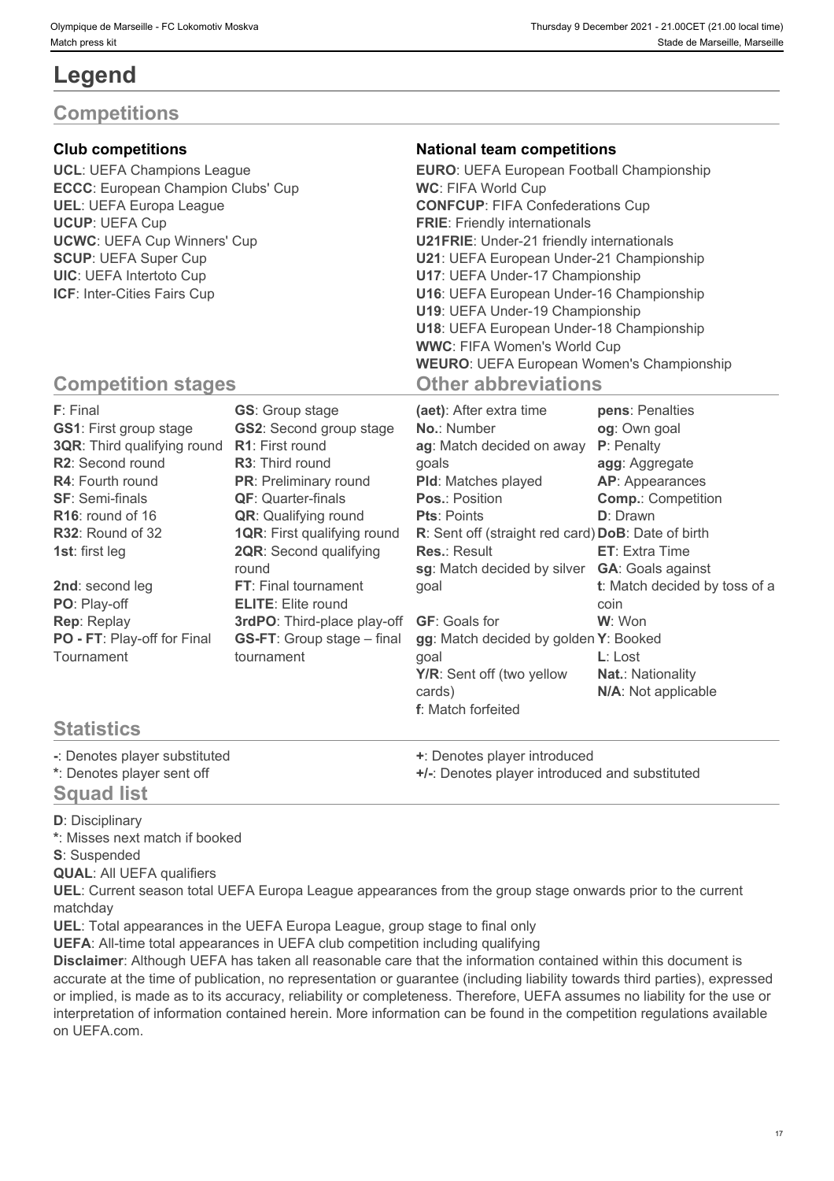# Legend

## Competitions

### Club competitions

**UCL**: UEFA Champions League
**ECCC**: European Champion Clubs' Cup
**UEL**: UEFA Europa League
**UCUP**: UEFA Cup
**UCWC**: UEFA Cup Winners' Cup
**SCUP**: UEFA Super Cup
**UIC**: UEFA Intertoto Cup
**ICF**: Inter-Cities Fairs Cup

### National team competitions

**EURO**: UEFA European Football Championship
**WC**: FIFA World Cup
**CONFCUP**: FIFA Confederations Cup
**FRIE**: Friendly internationals
**U21FRIE**: Under-21 friendly internationals
**U21**: UEFA European Under-21 Championship
**U17**: UEFA Under-17 Championship
**U16**: UEFA European Under-16 Championship
**U19**: UEFA Under-19 Championship
**U18**: UEFA European Under-18 Championship
**WWC**: FIFA Women's World Cup
**WEURO**: UEFA European Women's Championship

## Competition stages

**F**: Final
**GS1**: First group stage
**3QR**: Third qualifying round
**R2**: Second round
**R4**: Fourth round
**SF**: Semi-finals
**R16**: round of 16
**R32**: Round of 32
**1st**: first leg
**2nd**: second leg
**PO**: Play-off
**Rep**: Replay
**PO - FT**: Play-off for Final Tournament
**GS**: Group stage
**GS2**: Second group stage
**R1**: First round
**R3**: Third round
**PR**: Preliminary round
**QF**: Quarter-finals
**QR**: Qualifying round
**1QR**: First qualifying round
**2QR**: Second qualifying round
**FT**: Final tournament
**ELITE**: Elite round
**3rdPO**: Third-place play-off
**GS-FT**: Group stage – final tournament

## Other abbreviations

**(aet)**: After extra time
**No.**: Number
**ag**: Match decided on away goals
**Pld**: Matches played
**Pos.**: Position
**Pts**: Points
**R**: Sent off (straight red card)
**Res.**: Result
**sg**: Match decided by silver goal
**GF**: Goals for
**gg**: Match decided by golden goal
**Y/R**: Sent off (two yellow cards)
**f**: Match forfeited
**pens**: Penalties
**og**: Own goal
**P**: Penalty
**agg**: Aggregate
**AP**: Appearances
**Comp.**: Competition
**D**: Drawn
**DoB**: Date of birth
**ET**: Extra Time
**GA**: Goals against
**t**: Match decided by toss of a coin
**W**: Won
**Y**: Booked
**L**: Lost
**Nat.**: Nationality
**N/A**: Not applicable

## Statistics

**-**: Denotes player substituted
**\***: Denotes player sent off
**+**: Denotes player introduced
**+/-**: Denotes player introduced and substituted

## Squad list

**D**: Disciplinary
**\***: Misses next match if booked
**S**: Suspended
**QUAL**: All UEFA qualifiers
**UEL**: Current season total UEFA Europa League appearances from the group stage onwards prior to the current matchday
**UEL**: Total appearances in the UEFA Europa League, group stage to final only
**UEFA**: All-time total appearances in UEFA club competition including qualifying
**Disclaimer**: Although UEFA has taken all reasonable care that the information contained within this document is accurate at the time of publication, no representation or guarantee (including liability towards third parties), expressed or implied, is made as to its accuracy, reliability or completeness. Therefore, UEFA assumes no liability for the use or interpretation of information contained herein. More information can be found in the competition regulations available on UEFA.com.